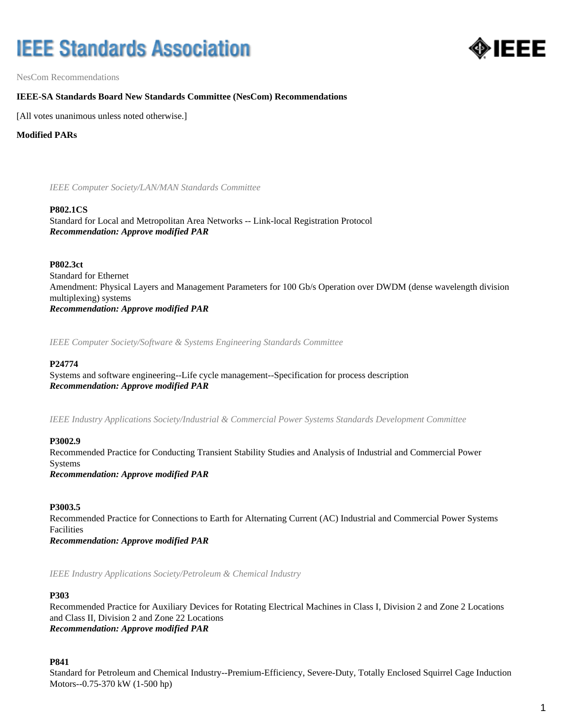# IEEE Standards Association

NesCom Recommendations

**IEEE-SA Standards Board New Standards Committee (NesCom) Recommendations**

[All votes unanimous unless noted otherwise.]

**Modified PARs**

*IEEE Computer Society/LAN/MAN Standards Committee*

**P802.1CS**
Standard for Local and Metropolitan Area Networks -- Link-local Registration Protocol
***Recommendation: Approve modified PAR***

**P802.3ct**
Standard for Ethernet
Amendment: Physical Layers and Management Parameters for 100 Gb/s Operation over DWDM (dense wavelength division multiplexing) systems
***Recommendation: Approve modified PAR***

*IEEE Computer Society/Software & Systems Engineering Standards Committee*

**P24774**
Systems and software engineering--Life cycle management--Specification for process description
***Recommendation: Approve modified PAR***

*IEEE Industry Applications Society/Industrial & Commercial Power Systems Standards Development Committee*

**P3002.9**
Recommended Practice for Conducting Transient Stability Studies and Analysis of Industrial and Commercial Power Systems
***Recommendation: Approve modified PAR***

**P3003.5**
Recommended Practice for Connections to Earth for Alternating Current (AC) Industrial and Commercial Power Systems Facilities
***Recommendation: Approve modified PAR***

*IEEE Industry Applications Society/Petroleum & Chemical Industry*

**P303**
Recommended Practice for Auxiliary Devices for Rotating Electrical Machines in Class I, Division 2 and Zone 2 Locations and Class II, Division 2 and Zone 22 Locations
***Recommendation: Approve modified PAR***

**P841**
Standard for Petroleum and Chemical Industry--Premium-Efficiency, Severe-Duty, Totally Enclosed Squirrel Cage Induction Motors--0.75-370 kW (1-500 hp)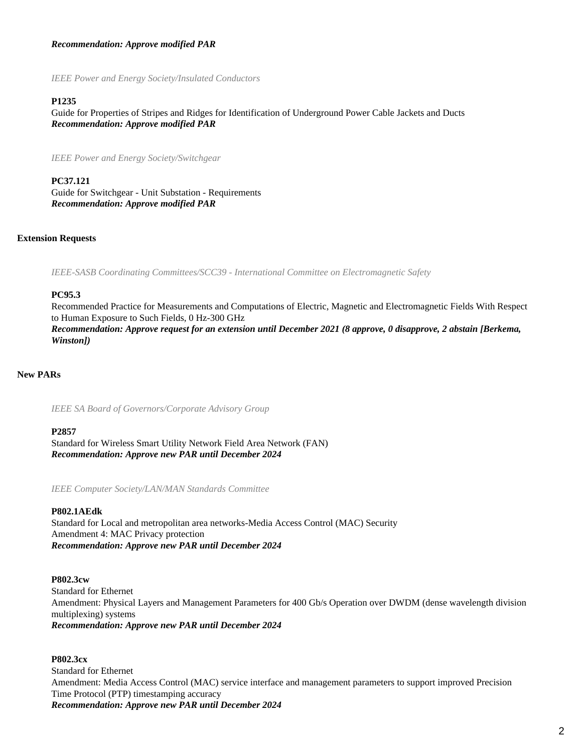***Recommendation: Approve modified PAR***

*IEEE Power and Energy Society/Insulated Conductors*

**P1235**
Guide for Properties of Stripes and Ridges for Identification of Underground Power Cable Jackets and Ducts
***Recommendation: Approve modified PAR***

*IEEE Power and Energy Society/Switchgear*

**PC37.121**
Guide for Switchgear - Unit Substation - Requirements
***Recommendation: Approve modified PAR***

**Extension Requests**

*IEEE-SASB Coordinating Committees/SCC39 - International Committee on Electromagnetic Safety*

**PC95.3**
Recommended Practice for Measurements and Computations of Electric, Magnetic and Electromagnetic Fields With Respect to Human Exposure to Such Fields, 0 Hz-300 GHz
***Recommendation: Approve request for an extension until December 2021 (8 approve, 0 disapprove, 2 abstain [Berkema, Winston])***

**New PARs**

*IEEE SA Board of Governors/Corporate Advisory Group*

**P2857**
Standard for Wireless Smart Utility Network Field Area Network (FAN)
***Recommendation: Approve new PAR until December 2024***

*IEEE Computer Society/LAN/MAN Standards Committee*

**P802.1AEdk**
Standard for Local and metropolitan area networks-Media Access Control (MAC) Security
Amendment 4: MAC Privacy protection
***Recommendation: Approve new PAR until December 2024***

**P802.3cw**
Standard for Ethernet
Amendment: Physical Layers and Management Parameters for 400 Gb/s Operation over DWDM (dense wavelength division multiplexing) systems
***Recommendation: Approve new PAR until December 2024***

**P802.3cx**
Standard for Ethernet
Amendment: Media Access Control (MAC) service interface and management parameters to support improved Precision Time Protocol (PTP) timestamping accuracy
***Recommendation: Approve new PAR until December 2024***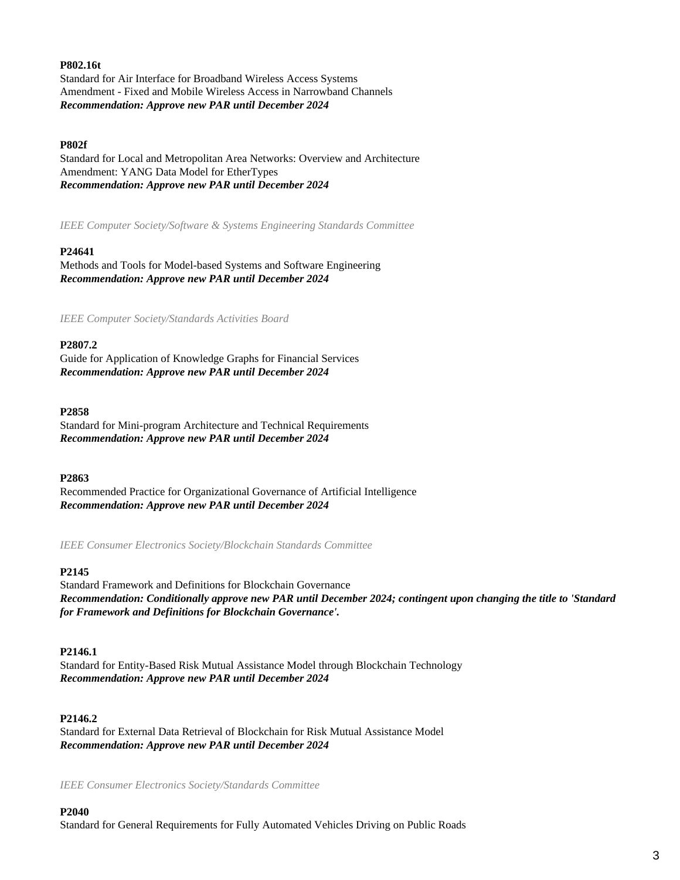**P802.16t**
Standard for Air Interface for Broadband Wireless Access Systems
Amendment - Fixed and Mobile Wireless Access in Narrowband Channels
***Recommendation: Approve new PAR until December 2024***

**P802f**
Standard for Local and Metropolitan Area Networks: Overview and Architecture
Amendment: YANG Data Model for EtherTypes
***Recommendation: Approve new PAR until December 2024***

*IEEE Computer Society/Software & Systems Engineering Standards Committee*

**P24641**
Methods and Tools for Model-based Systems and Software Engineering
***Recommendation: Approve new PAR until December 2024***

*IEEE Computer Society/Standards Activities Board*

**P2807.2**
Guide for Application of Knowledge Graphs for Financial Services
***Recommendation: Approve new PAR until December 2024***

**P2858**
Standard for Mini-program Architecture and Technical Requirements
***Recommendation: Approve new PAR until December 2024***

**P2863**
Recommended Practice for Organizational Governance of Artificial Intelligence
***Recommendation: Approve new PAR until December 2024***

*IEEE Consumer Electronics Society/Blockchain Standards Committee*

**P2145**
Standard Framework and Definitions for Blockchain Governance
***Recommendation: Conditionally approve new PAR until December 2024; contingent upon changing the title to 'Standard for Framework and Definitions for Blockchain Governance'.***

**P2146.1**
Standard for Entity-Based Risk Mutual Assistance Model through Blockchain Technology
***Recommendation: Approve new PAR until December 2024***

**P2146.2**
Standard for External Data Retrieval of Blockchain for Risk Mutual Assistance Model
***Recommendation: Approve new PAR until December 2024***

*IEEE Consumer Electronics Society/Standards Committee*

**P2040**
Standard for General Requirements for Fully Automated Vehicles Driving on Public Roads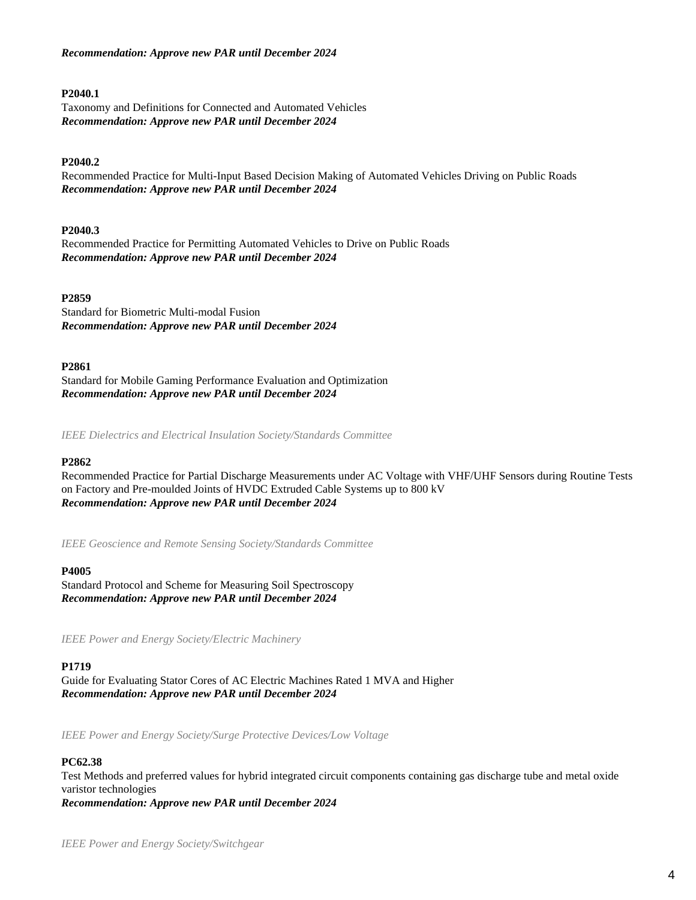***Recommendation: Approve new PAR until December 2024***

**P2040.1**
Taxonomy and Definitions for Connected and Automated Vehicles
***Recommendation: Approve new PAR until December 2024***

**P2040.2**
Recommended Practice for Multi-Input Based Decision Making of Automated Vehicles Driving on Public Roads
***Recommendation: Approve new PAR until December 2024***

**P2040.3**
Recommended Practice for Permitting Automated Vehicles to Drive on Public Roads
***Recommendation: Approve new PAR until December 2024***

**P2859**
Standard for Biometric Multi-modal Fusion
***Recommendation: Approve new PAR until December 2024***

**P2861**
Standard for Mobile Gaming Performance Evaluation and Optimization
***Recommendation: Approve new PAR until December 2024***

*IEEE Dielectrics and Electrical Insulation Society/Standards Committee*

**P2862**
Recommended Practice for Partial Discharge Measurements under AC Voltage with VHF/UHF Sensors during Routine Tests on Factory and Pre-moulded Joints of HVDC Extruded Cable Systems up to 800 kV
***Recommendation: Approve new PAR until December 2024***

*IEEE Geoscience and Remote Sensing Society/Standards Committee*

**P4005**
Standard Protocol and Scheme for Measuring Soil Spectroscopy
***Recommendation: Approve new PAR until December 2024***

*IEEE Power and Energy Society/Electric Machinery*

**P1719**
Guide for Evaluating Stator Cores of AC Electric Machines Rated 1 MVA and Higher
***Recommendation: Approve new PAR until December 2024***

*IEEE Power and Energy Society/Surge Protective Devices/Low Voltage*

**PC62.38**
Test Methods and preferred values for hybrid integrated circuit components containing gas discharge tube and metal oxide varistor technologies
***Recommendation: Approve new PAR until December 2024***

*IEEE Power and Energy Society/Switchgear*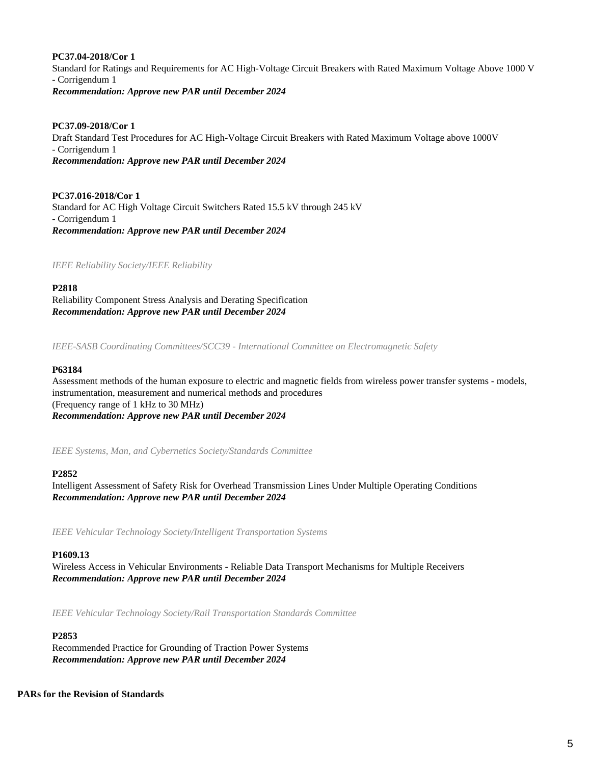**PC37.04-2018/Cor 1**
Standard for Ratings and Requirements for AC High-Voltage Circuit Breakers with Rated Maximum Voltage Above 1000 V
- Corrigendum 1
***Recommendation: Approve new PAR until December 2024***

**PC37.09-2018/Cor 1**
Draft Standard Test Procedures for AC High-Voltage Circuit Breakers with Rated Maximum Voltage above 1000V
- Corrigendum 1
***Recommendation: Approve new PAR until December 2024***

**PC37.016-2018/Cor 1**
Standard for AC High Voltage Circuit Switchers Rated 15.5 kV through 245 kV
- Corrigendum 1
***Recommendation: Approve new PAR until December 2024***

*IEEE Reliability Society/IEEE Reliability*

**P2818**
Reliability Component Stress Analysis and Derating Specification
***Recommendation: Approve new PAR until December 2024***

*IEEE-SASB Coordinating Committees/SCC39 - International Committee on Electromagnetic Safety*

**P63184**
Assessment methods of the human exposure to electric and magnetic fields from wireless power transfer systems - models, instrumentation, measurement and numerical methods and procedures
(Frequency range of 1 kHz to 30 MHz)
***Recommendation: Approve new PAR until December 2024***

*IEEE Systems, Man, and Cybernetics Society/Standards Committee*

**P2852**
Intelligent Assessment of Safety Risk for Overhead Transmission Lines Under Multiple Operating Conditions
***Recommendation: Approve new PAR until December 2024***

*IEEE Vehicular Technology Society/Intelligent Transportation Systems*

**P1609.13**
Wireless Access in Vehicular Environments - Reliable Data Transport Mechanisms for Multiple Receivers
***Recommendation: Approve new PAR until December 2024***

*IEEE Vehicular Technology Society/Rail Transportation Standards Committee*

**P2853**
Recommended Practice for Grounding of Traction Power Systems
***Recommendation: Approve new PAR until December 2024***

**PARs for the Revision of Standards**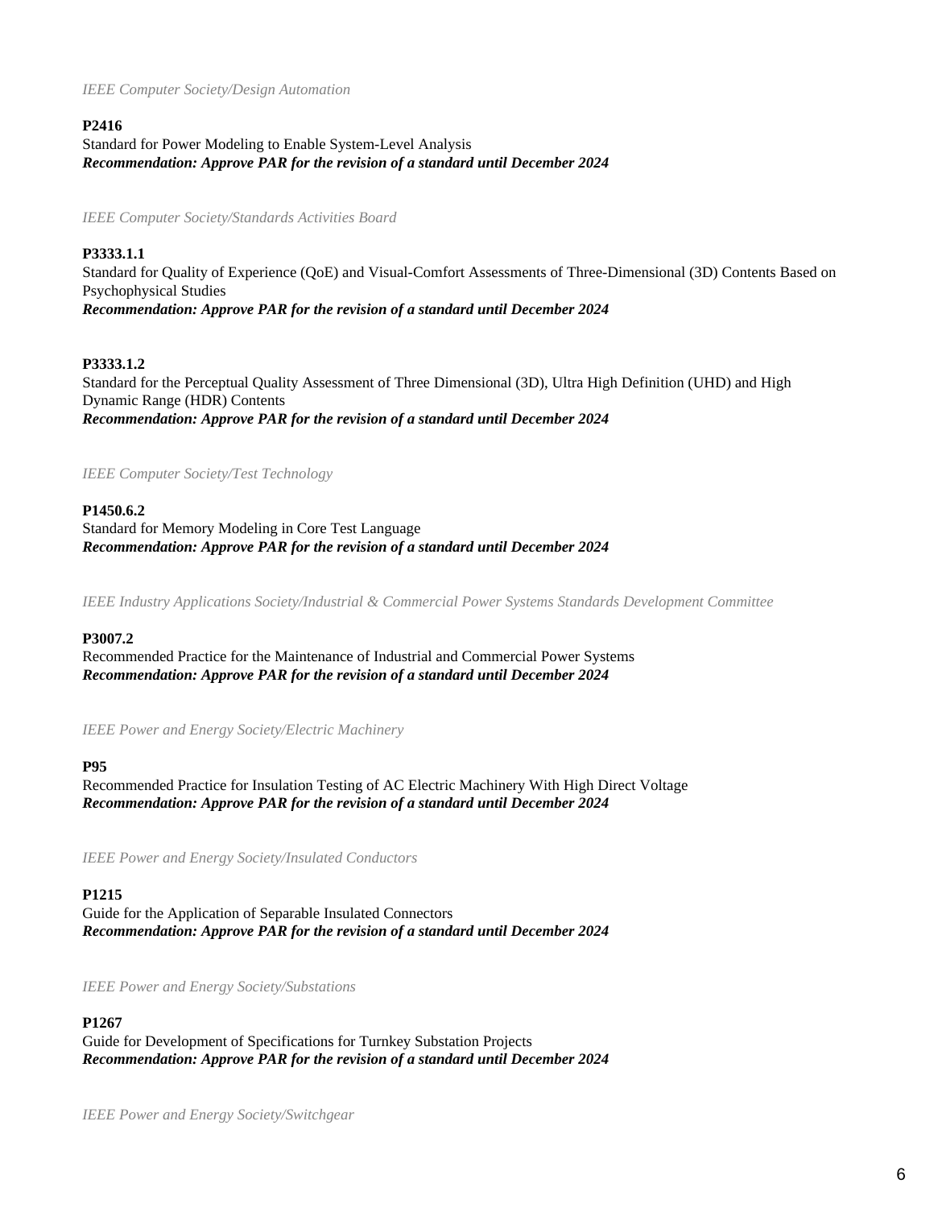*IEEE Computer Society/Design Automation*

**P2416**
Standard for Power Modeling to Enable System-Level Analysis
***Recommendation: Approve PAR for the revision of a standard until December 2024***

*IEEE Computer Society/Standards Activities Board*

**P3333.1.1**
Standard for Quality of Experience (QoE) and Visual-Comfort Assessments of Three-Dimensional (3D) Contents Based on Psychophysical Studies
***Recommendation: Approve PAR for the revision of a standard until December 2024***

**P3333.1.2**
Standard for the Perceptual Quality Assessment of Three Dimensional (3D), Ultra High Definition (UHD) and High Dynamic Range (HDR) Contents
***Recommendation: Approve PAR for the revision of a standard until December 2024***

*IEEE Computer Society/Test Technology*

**P1450.6.2**
Standard for Memory Modeling in Core Test Language
***Recommendation: Approve PAR for the revision of a standard until December 2024***

*IEEE Industry Applications Society/Industrial & Commercial Power Systems Standards Development Committee*

**P3007.2**
Recommended Practice for the Maintenance of Industrial and Commercial Power Systems
***Recommendation: Approve PAR for the revision of a standard until December 2024***

*IEEE Power and Energy Society/Electric Machinery*

**P95**
Recommended Practice for Insulation Testing of AC Electric Machinery With High Direct Voltage
***Recommendation: Approve PAR for the revision of a standard until December 2024***

*IEEE Power and Energy Society/Insulated Conductors*

**P1215**
Guide for the Application of Separable Insulated Connectors
***Recommendation: Approve PAR for the revision of a standard until December 2024***

*IEEE Power and Energy Society/Substations*

**P1267**
Guide for Development of Specifications for Turnkey Substation Projects
***Recommendation: Approve PAR for the revision of a standard until December 2024***

*IEEE Power and Energy Society/Switchgear*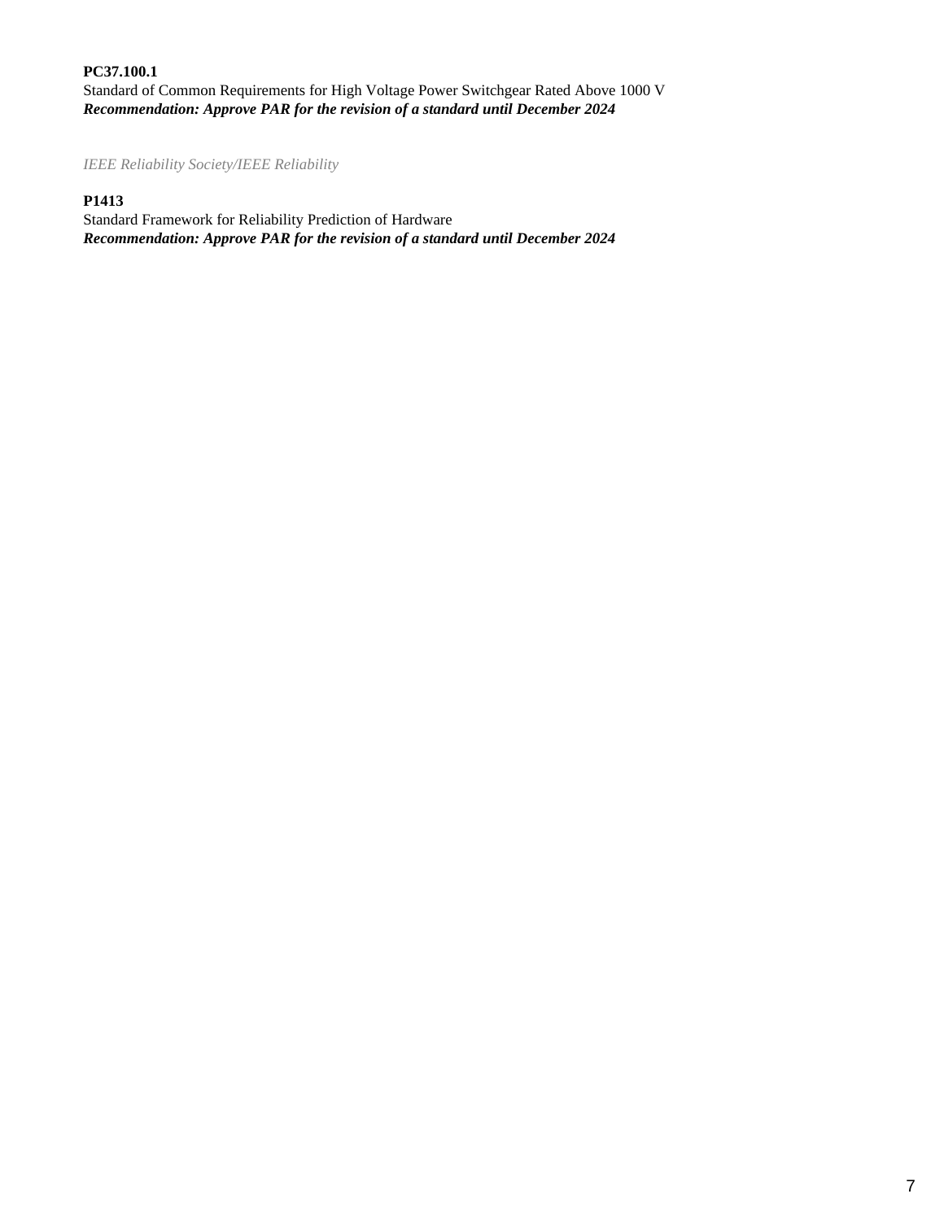**PC37.100.1**
Standard of Common Requirements for High Voltage Power Switchgear Rated Above 1000 V
***Recommendation: Approve PAR for the revision of a standard until December 2024***

*IEEE Reliability Society/IEEE Reliability*

**P1413**
Standard Framework for Reliability Prediction of Hardware
***Recommendation: Approve PAR for the revision of a standard until December 2024***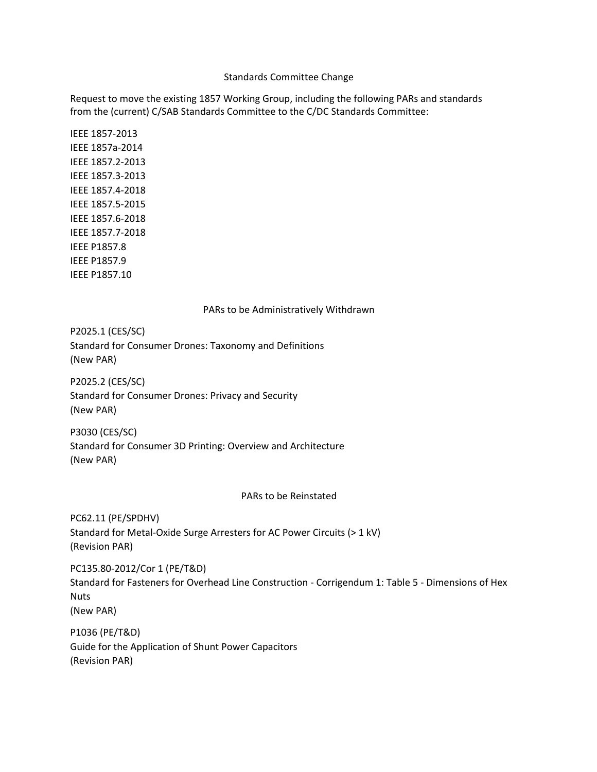## Standards Committee Change

Request to move the existing 1857 Working Group, including the following PARs and standards from the (current) C/SAB Standards Committee to the C/DC Standards Committee:

IEEE 1857-2013
IEEE 1857a-2014
IEEE 1857.2-2013
IEEE 1857.3-2013
IEEE 1857.4-2018
IEEE 1857.5-2015
IEEE 1857.6-2018
IEEE 1857.7-2018
IEEE P1857.8
IEEE P1857.9
IEEE P1857.10

## PARs to be Administratively Withdrawn

P2025.1 (CES/SC)
Standard for Consumer Drones: Taxonomy and Definitions
(New PAR)

P2025.2 (CES/SC)
Standard for Consumer Drones: Privacy and Security
(New PAR)

P3030 (CES/SC)
Standard for Consumer 3D Printing: Overview and Architecture
(New PAR)

## PARs to be Reinstated

PC62.11 (PE/SPDHV)
Standard for Metal-Oxide Surge Arresters for AC Power Circuits (> 1 kV)
(Revision PAR)

PC135.80-2012/Cor 1 (PE/T&D)
Standard for Fasteners for Overhead Line Construction - Corrigendum 1: Table 5 - Dimensions of Hex Nuts
(New PAR)

P1036 (PE/T&D)
Guide for the Application of Shunt Power Capacitors
(Revision PAR)